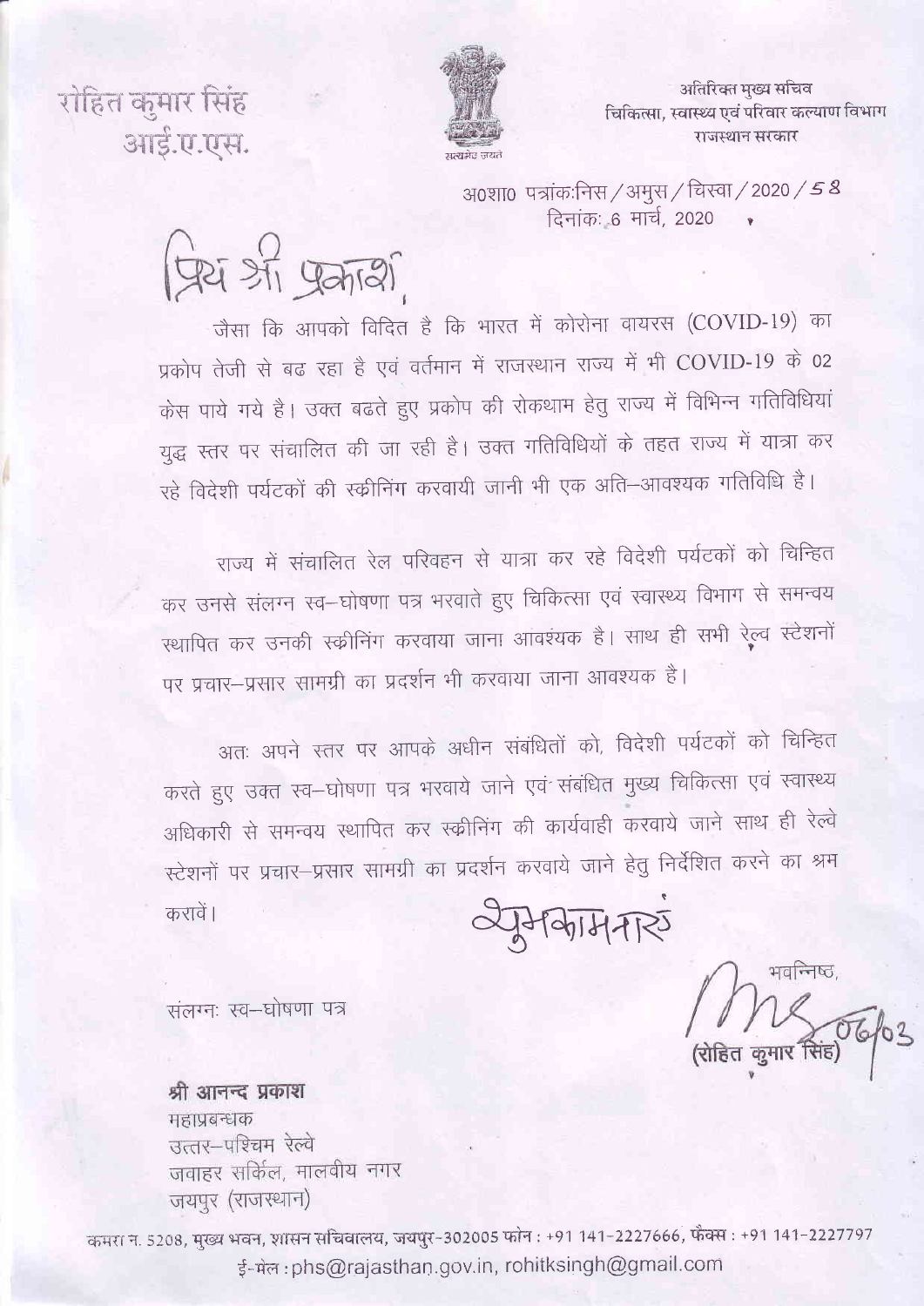रोहित कुमार सिंह
आई.ए.एस.

सत्यमेव जयते

अतिरिक्त मुख्य सचिव
चिकित्सा, स्वास्थ्य एवं परिवार कल्याण विभाग
राजस्थान सरकार

अ0शा0 पत्रांक:निस / अमुस / चिस्वा / 2020 / 58
दिनांक: 6 मार्च, 2020

प्रिय श्री प्रकाश,

जैसा कि आपको विदित है कि भारत में कोरोना वायरस (COVID-19) का प्रकोप तेजी से बढ रहा है एवं वर्तमान में राजस्थान राज्य में भी COVID-19 के 02 केस पाये गये है। उक्त बढते हुए प्रकोप की रोकथाम हेतु राज्य में विभिन्न गतिविधियां युद्ध स्तर पर संचालित की जा रही है। उक्त गतिविधियों के तहत राज्य में यात्रा कर रहे विदेशी पर्यटकों की स्क्रीनिंग करवायी जानी भी एक अति–आवश्यक गतिविधि है।

राज्य में संचालित रेल परिवहन से यात्रा कर रहे विदेशी पर्यटकों को चिन्हित कर उनसे संलग्न स्व–घोषणा पत्र भरवाते हुए चिकित्सा एवं स्वास्थ्य विभाग से समन्वय स्थापित कर उनकी स्क्रीनिंग करवाया जाना आवश्यक है। साथ ही सभी रेल्वे स्टेशनों पर प्रचार–प्रसार सामग्री का प्रदर्शन भी करवाया जाना आवश्यक है।

अतः अपने स्तर पर आपके अधीन संबंधितों को, विदेशी पर्यटकों को चिन्हित करते हुए उक्त स्व–घोषणा पत्र भरवाये जाने एवं संबंधित मुख्य चिकित्सा एवं स्वास्थ्य अधिकारी से समन्वय स्थापित कर स्क्रीनिंग की कार्यवाही करवाये जाने साथ ही रेल्वे स्टेशनों पर प्रचार–प्रसार सामग्री का प्रदर्शन करवाये जाने हेतु निर्देशित करने का श्रम करावें।

शुभकामनाएं

भवन्निष्ठ,

06/03

(रोहित कुमार सिंह)

संलग्नः स्व–घोषणा पत्र

**श्री आनन्द प्रकाश**
महाप्रबन्धक
उत्तर–पश्चिम रेल्वे
जवाहर सर्किल, मालवीय नगर
जयपुर (राजस्थान)

कमरा न. 5208, मुख्य भवन, शासन सचिवालय, जयपुर-302005 फोन : +91 141-2227666, फैक्स : +91 141-2227797
ई-मेल : phs@rajasthan.gov.in, rohitksingh@gmail.com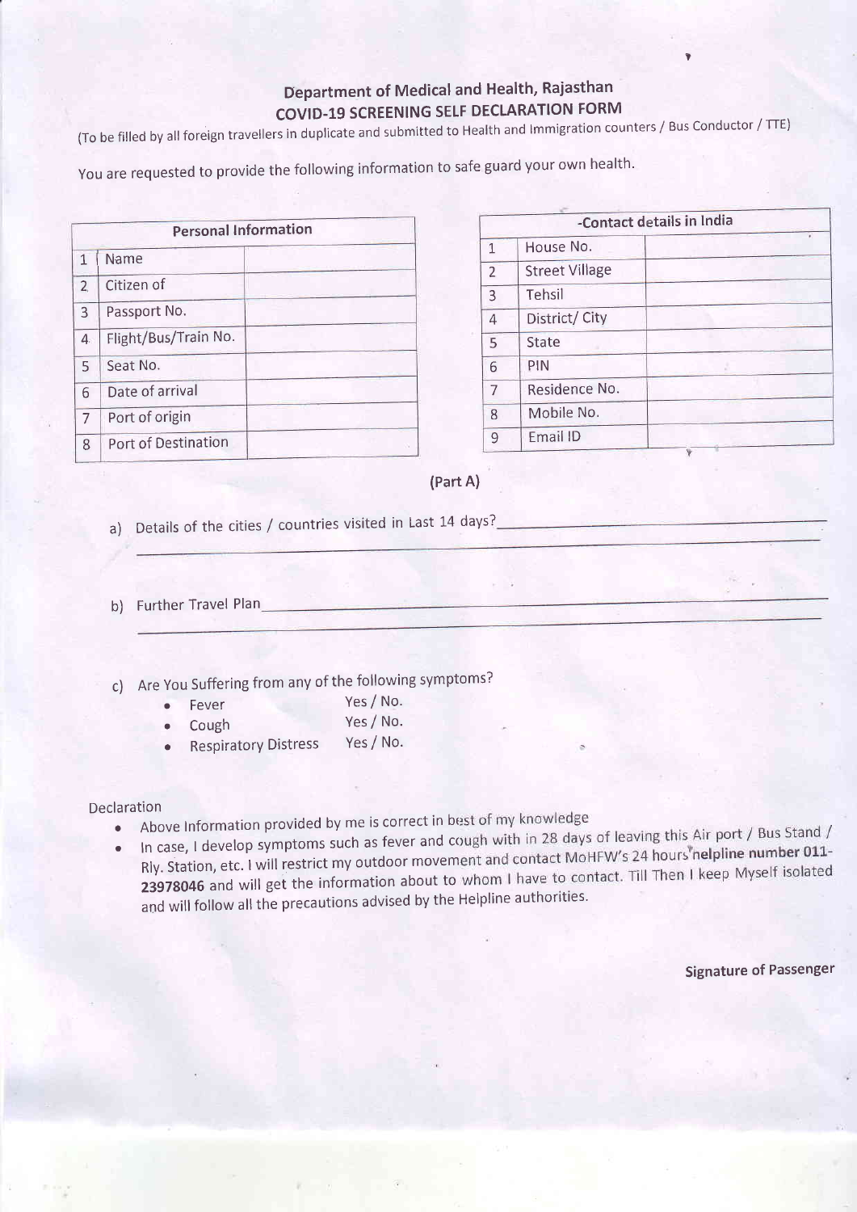## Department of Medical and Health, Rajasthan

## COVID-19 SCREENING SELF DECLARATION FORM

(To be filled by all foreign travellers in duplicate and submitted to Health and Immigration counters / Bus Conductor / TTE)

You are requested to provide the following information to safe guard your own health.

| Personal Information | | |
|---|---|---|
| 1 | Name | |
| 2 | Citizen of | |
| 3 | Passport No. | |
| 4 | Flight/Bus/Train No. | |
| 5 | Seat No. | |
| 6 | Date of arrival | |
| 7 | Port of origin | |
| 8 | Port of Destination | |

| -Contact details in India | | |
|---|---|---|
| 1 | House No. | |
| 2 | Street Village | |
| 3 | Tehsil | |
| 4 | District/ City | |
| 5 | State | |
| 6 | PIN | |
| 7 | Residence No. | |
| 8 | Mobile No. | |
| 9 | Email ID | |

**(Part A)**

a) Details of the cities / countries visited in Last 14 days?\_\_\_\_\_\_\_\_\_\_\_\_\_\_\_\_\_\_\_\_

b) Further Travel Plan\_\_\_\_\_\_\_\_\_\_\_\_\_\_\_\_\_\_\_\_

c) Are You Suffering from any of the following symptoms?

- Fever Yes / No.
- Cough Yes / No.
- Respiratory Distress Yes / No.

Declaration

- Above Information provided by me is correct in best of my knowledge
- In case, I develop symptoms such as fever and cough with in 28 days of leaving this Air port / Bus Stand / Rly. Station, etc. I will restrict my outdoor movement and contact MoHFW's 24 hours helpline number **011-23978046** and will get the information about to whom I have to contact. Till Then I keep Myself isolated and will follow all the precautions advised by the Helpline authorities.

**Signature of Passenger**